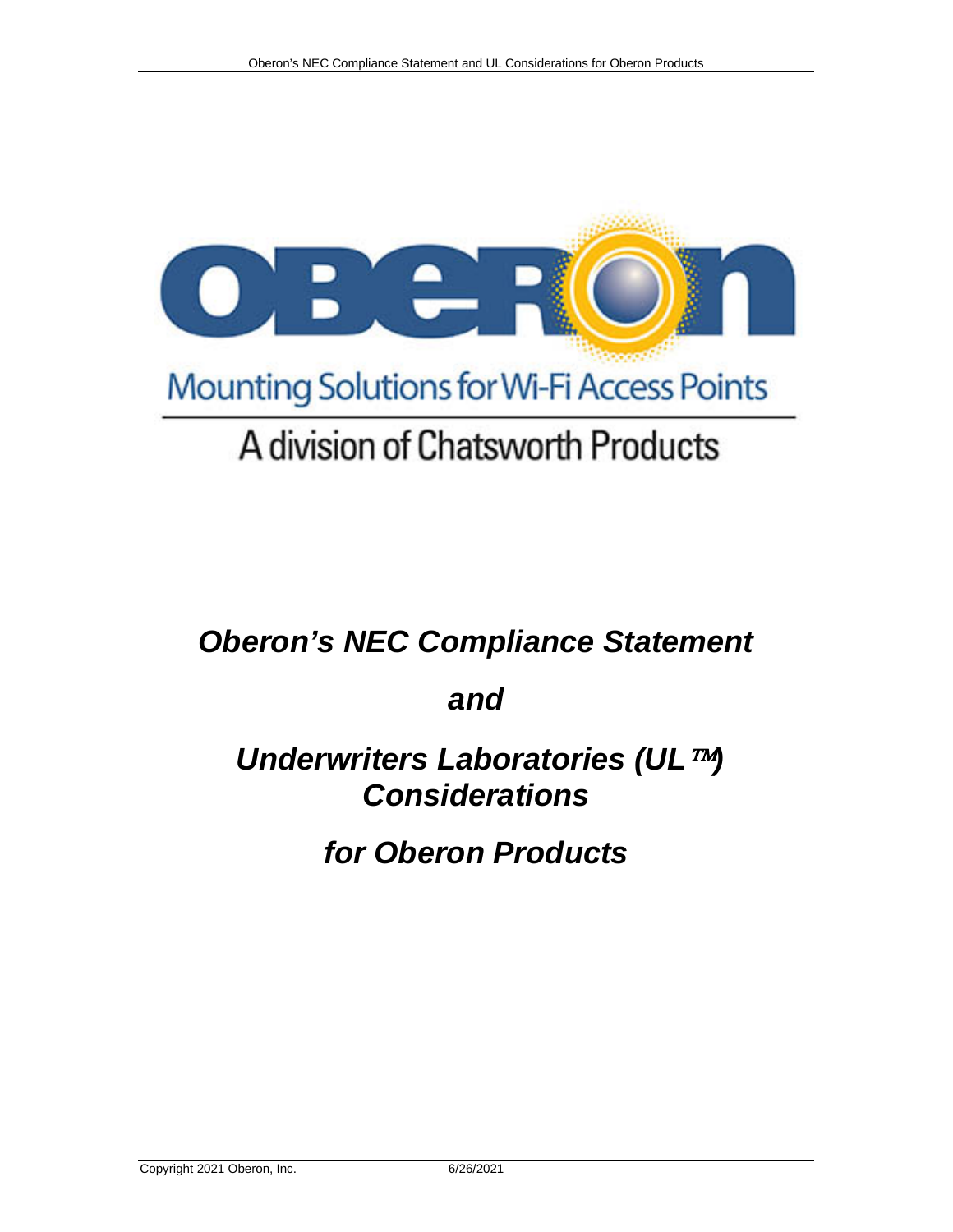Mounting Solutions for Wi-Fi Access Points

A division of Chatsworth Products

# *Oberon's NEC Compliance Statement*

# *and*

# *Underwriters Laboratories (UL™) Considerations*

# *for Oberon Products*

Copyright 2021 Oberon, Inc. 6/26/2021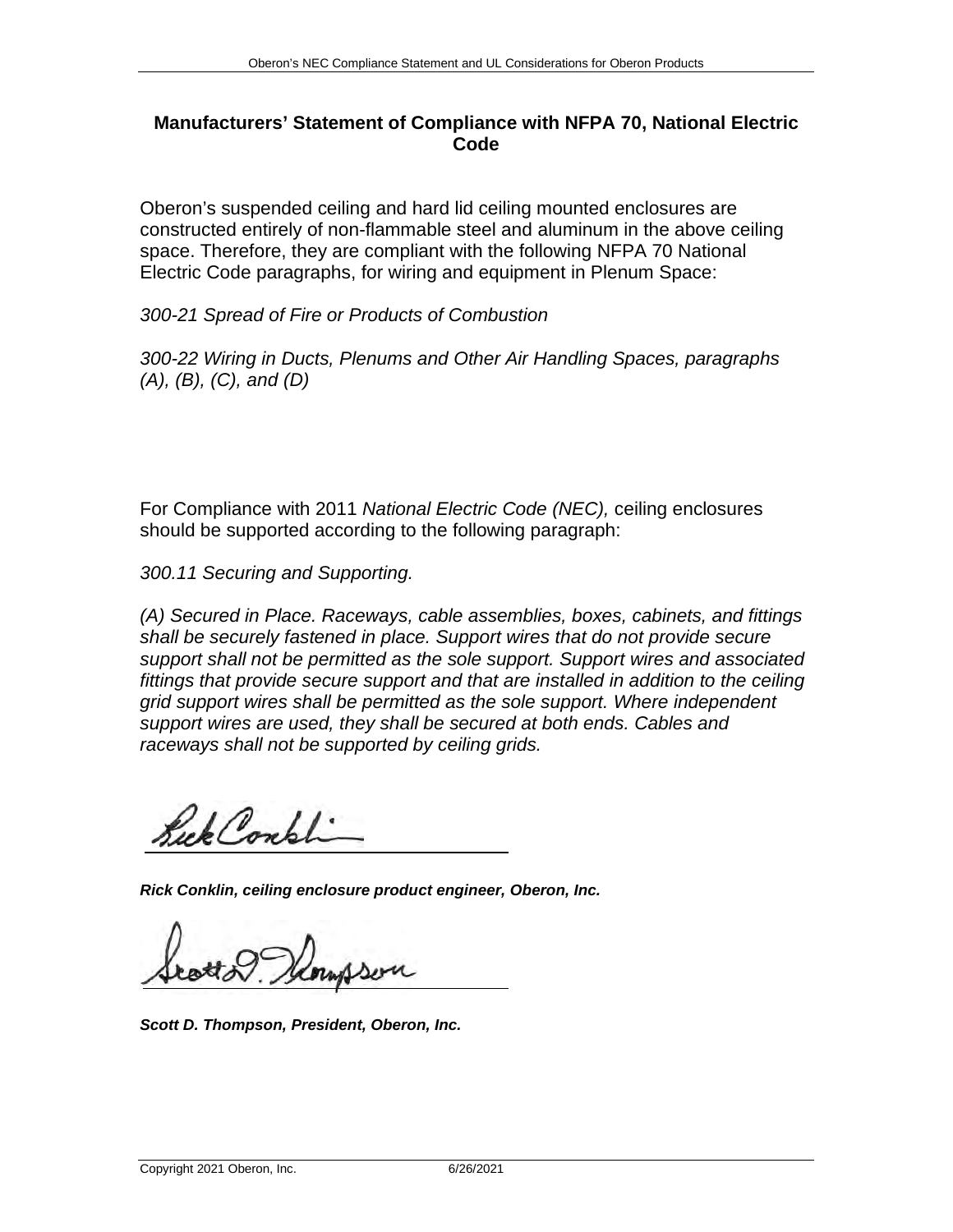## Manufacturers' Statement of Compliance with NFPA 70, National Electric Code

Oberon's suspended ceiling and hard lid ceiling mounted enclosures are constructed entirely of non-flammable steel and aluminum in the above ceiling space. Therefore, they are compliant with the following NFPA 70 National Electric Code paragraphs, for wiring and equipment in Plenum Space:

*300-21 Spread of Fire or Products of Combustion*

*300-22 Wiring in Ducts, Plenums and Other Air Handling Spaces, paragraphs (A), (B), (C), and (D)*

For Compliance with 2011 *National Electric Code (NEC),* ceiling enclosures should be supported according to the following paragraph:

*300.11 Securing and Supporting.*

*(A) Secured in Place. Raceways, cable assemblies, boxes, cabinets, and fittings shall be securely fastened in place. Support wires that do not provide secure support shall not be permitted as the sole support. Support wires and associated fittings that provide secure support and that are installed in addition to the ceiling grid support wires shall be permitted as the sole support. Where independent support wires are used, they shall be secured at both ends. Cables and raceways shall not be supported by ceiling grids.*

***Rick Conklin, ceiling enclosure product engineer, Oberon, Inc.***

***Scott D. Thompson, President, Oberon, Inc.***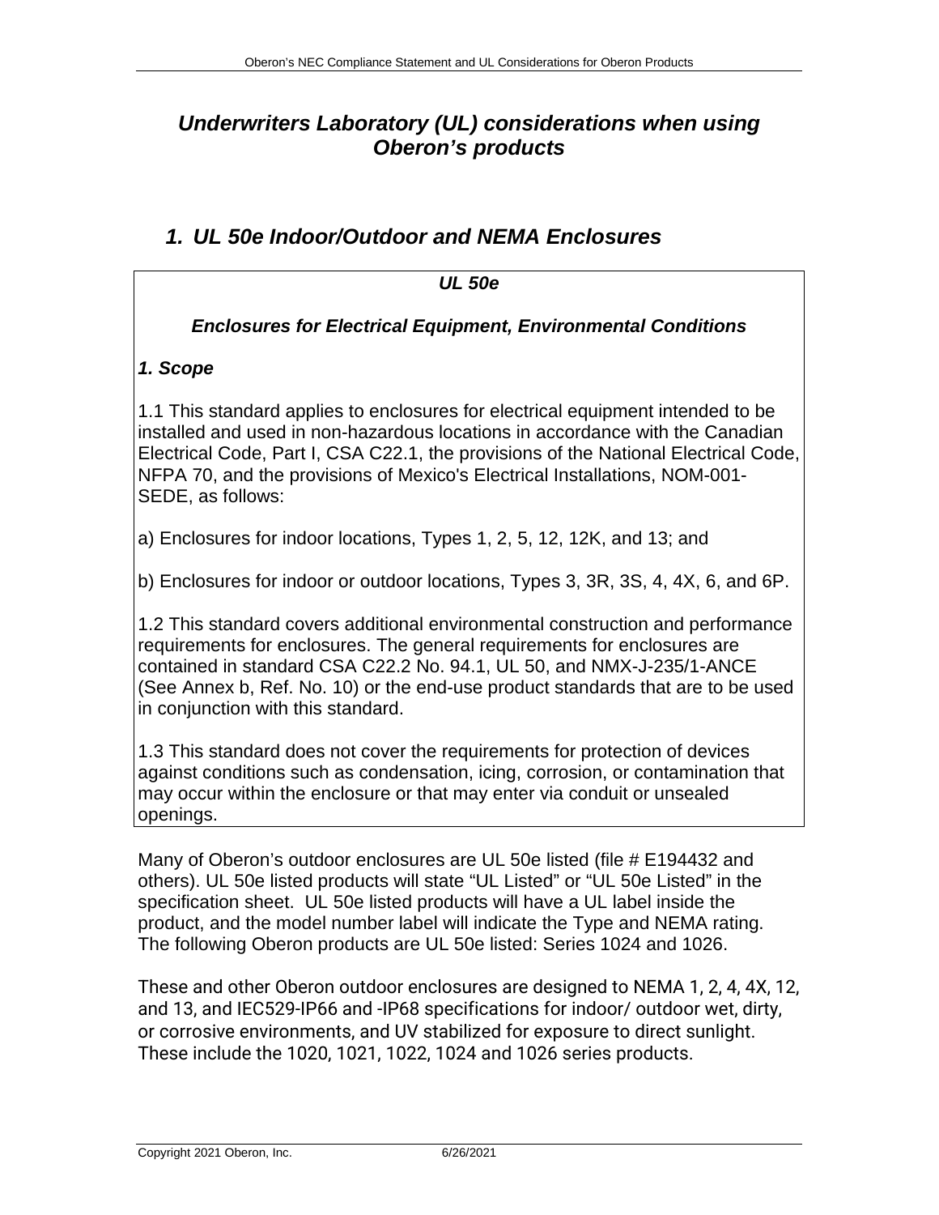# *Underwriters Laboratory (UL) considerations when using Oberon's products*

## *1. UL 50e Indoor/Outdoor and NEMA Enclosures*

> ***UL 50e***
>
> ***Enclosures for Electrical Equipment, Environmental Conditions***
>
> ***1. Scope***
>
> 1.1 This standard applies to enclosures for electrical equipment intended to be installed and used in non-hazardous locations in accordance with the Canadian Electrical Code, Part I, CSA C22.1, the provisions of the National Electrical Code, NFPA 70, and the provisions of Mexico's Electrical Installations, NOM-001-SEDE, as follows:
>
> a) Enclosures for indoor locations, Types 1, 2, 5, 12, 12K, and 13; and
>
> b) Enclosures for indoor or outdoor locations, Types 3, 3R, 3S, 4, 4X, 6, and 6P.
>
> 1.2 This standard covers additional environmental construction and performance requirements for enclosures. The general requirements for enclosures are contained in standard CSA C22.2 No. 94.1, UL 50, and NMX-J-235/1-ANCE (See Annex b, Ref. No. 10) or the end-use product standards that are to be used in conjunction with this standard.
>
> 1.3 This standard does not cover the requirements for protection of devices against conditions such as condensation, icing, corrosion, or contamination that may occur within the enclosure or that may enter via conduit or unsealed openings.

Many of Oberon's outdoor enclosures are UL 50e listed (file # E194432 and others). UL 50e listed products will state "UL Listed" or "UL 50e Listed" in the specification sheet. UL 50e listed products will have a UL label inside the product, and the model number label will indicate the Type and NEMA rating. The following Oberon products are UL 50e listed: Series 1024 and 1026.

These and other Oberon outdoor enclosures are designed to NEMA 1, 2, 4, 4X, 12, and 13, and IEC529-IP66 and -IP68 specifications for indoor/ outdoor wet, dirty, or corrosive environments, and UV stabilized for exposure to direct sunlight. These include the 1020, 1021, 1022, 1024 and 1026 series products.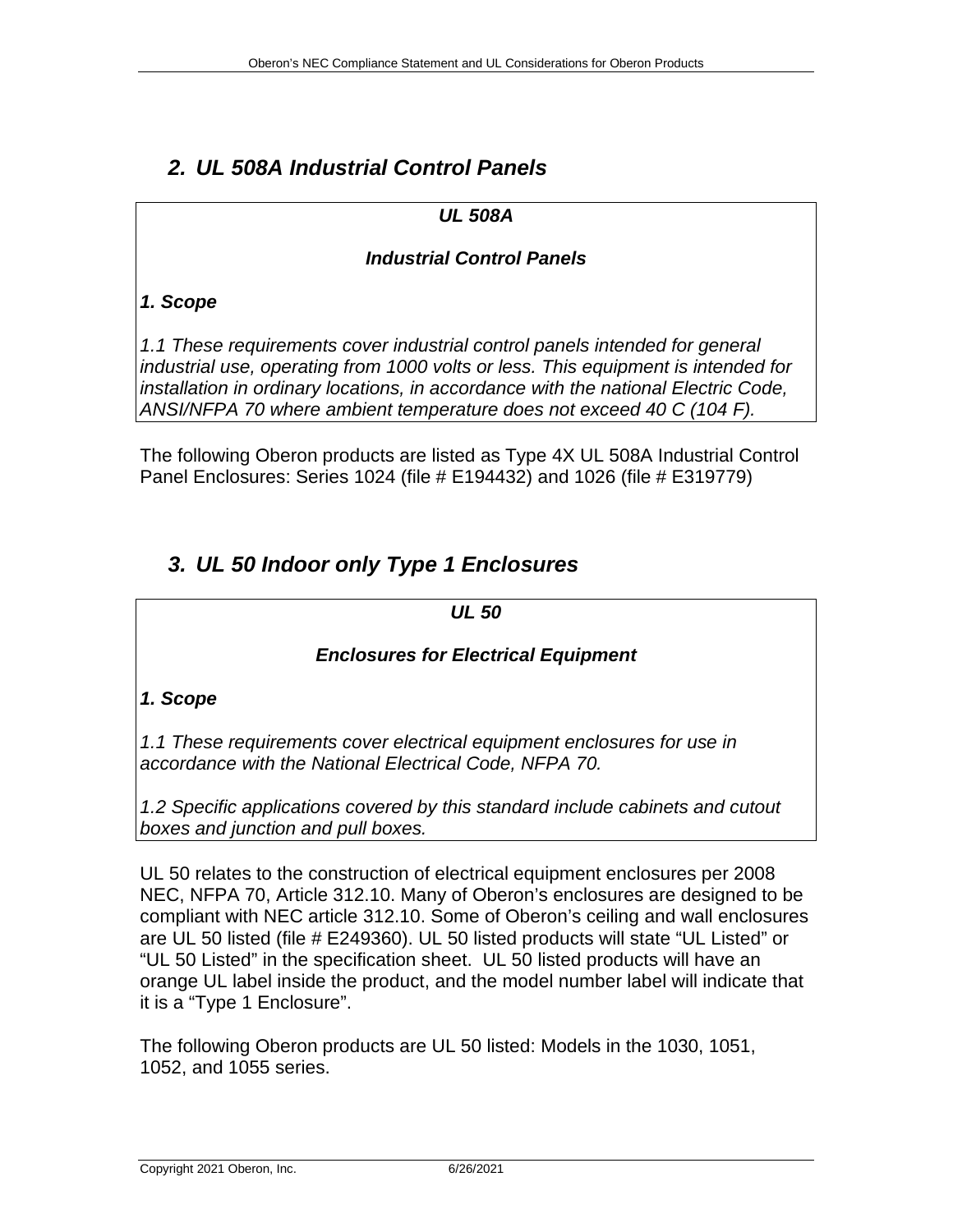## *2. UL 508A Industrial Control Panels*

> ***UL 508A***
>
> ***Industrial Control Panels***
>
> ***1. Scope***
>
> *1.1 These requirements cover industrial control panels intended for general industrial use, operating from 1000 volts or less. This equipment is intended for installation in ordinary locations, in accordance with the national Electric Code, ANSI/NFPA 70 where ambient temperature does not exceed 40 C (104 F).*

The following Oberon products are listed as Type 4X UL 508A Industrial Control Panel Enclosures: Series 1024 (file # E194432) and 1026 (file # E319779)

## *3. UL 50 Indoor only Type 1 Enclosures*

> ***UL 50***
>
> ***Enclosures for Electrical Equipment***
>
> ***1. Scope***
>
> *1.1 These requirements cover electrical equipment enclosures for use in accordance with the National Electrical Code, NFPA 70.*
>
> *1.2 Specific applications covered by this standard include cabinets and cutout boxes and junction and pull boxes.*

UL 50 relates to the construction of electrical equipment enclosures per 2008 NEC, NFPA 70, Article 312.10. Many of Oberon's enclosures are designed to be compliant with NEC article 312.10. Some of Oberon's ceiling and wall enclosures are UL 50 listed (file # E249360). UL 50 listed products will state "UL Listed" or "UL 50 Listed" in the specification sheet. UL 50 listed products will have an orange UL label inside the product, and the model number label will indicate that it is a "Type 1 Enclosure".

The following Oberon products are UL 50 listed: Models in the 1030, 1051, 1052, and 1055 series.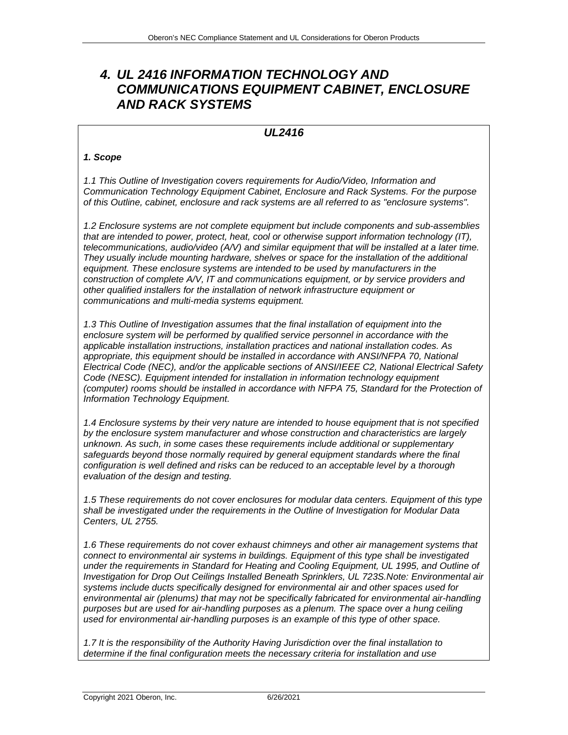# *4. UL 2416 INFORMATION TECHNOLOGY AND COMMUNICATIONS EQUIPMENT CABINET, ENCLOSURE AND RACK SYSTEMS*

## *UL2416*

***1. Scope***

*1.1 This Outline of Investigation covers requirements for Audio/Video, Information and Communication Technology Equipment Cabinet, Enclosure and Rack Systems. For the purpose of this Outline, cabinet, enclosure and rack systems are all referred to as "enclosure systems".*

*1.2 Enclosure systems are not complete equipment but include components and sub-assemblies that are intended to power, protect, heat, cool or otherwise support information technology (IT), telecommunications, audio/video (A/V) and similar equipment that will be installed at a later time. They usually include mounting hardware, shelves or space for the installation of the additional equipment. These enclosure systems are intended to be used by manufacturers in the construction of complete A/V, IT and communications equipment, or by service providers and other qualified installers for the installation of network infrastructure equipment or communications and multi-media systems equipment.*

*1.3 This Outline of Investigation assumes that the final installation of equipment into the enclosure system will be performed by qualified service personnel in accordance with the applicable installation instructions, installation practices and national installation codes. As appropriate, this equipment should be installed in accordance with ANSI/NFPA 70, National Electrical Code (NEC), and/or the applicable sections of ANSI/IEEE C2, National Electrical Safety Code (NESC). Equipment intended for installation in information technology equipment (computer) rooms should be installed in accordance with NFPA 75, Standard for the Protection of Information Technology Equipment.*

*1.4 Enclosure systems by their very nature are intended to house equipment that is not specified by the enclosure system manufacturer and whose construction and characteristics are largely unknown. As such, in some cases these requirements include additional or supplementary safeguards beyond those normally required by general equipment standards where the final configuration is well defined and risks can be reduced to an acceptable level by a thorough evaluation of the design and testing.*

*1.5 These requirements do not cover enclosures for modular data centers. Equipment of this type shall be investigated under the requirements in the Outline of Investigation for Modular Data Centers, UL 2755.*

*1.6 These requirements do not cover exhaust chimneys and other air management systems that connect to environmental air systems in buildings. Equipment of this type shall be investigated under the requirements in Standard for Heating and Cooling Equipment, UL 1995, and Outline of Investigation for Drop Out Ceilings Installed Beneath Sprinklers, UL 723S.Note: Environmental air systems include ducts specifically designed for environmental air and other spaces used for environmental air (plenums) that may not be specifically fabricated for environmental air-handling purposes but are used for air-handling purposes as a plenum. The space over a hung ceiling used for environmental air-handling purposes is an example of this type of other space.*

*1.7 It is the responsibility of the Authority Having Jurisdiction over the final installation to determine if the final configuration meets the necessary criteria for installation and use*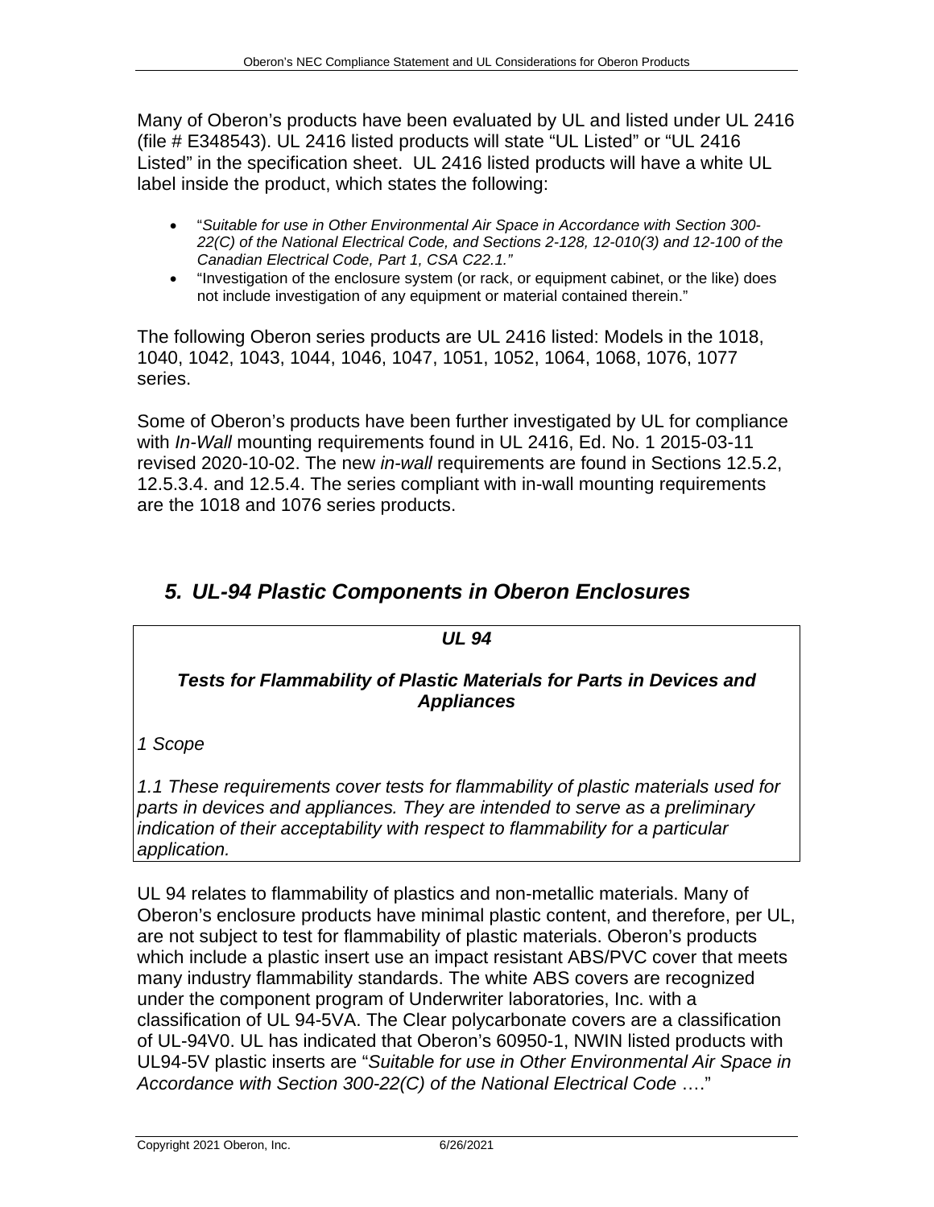Many of Oberon's products have been evaluated by UL and listed under UL 2416 (file # E348543). UL 2416 listed products will state "UL Listed" or "UL 2416 Listed" in the specification sheet. UL 2416 listed products will have a white UL label inside the product, which states the following:

- "*Suitable for use in Other Environmental Air Space in Accordance with Section 300-22(C) of the National Electrical Code, and Sections 2-128, 12-010(3) and 12-100 of the Canadian Electrical Code, Part 1, CSA C22.1."*
- "Investigation of the enclosure system (or rack, or equipment cabinet, or the like) does not include investigation of any equipment or material contained therein."

The following Oberon series products are UL 2416 listed: Models in the 1018, 1040, 1042, 1043, 1044, 1046, 1047, 1051, 1052, 1064, 1068, 1076, 1077 series.

Some of Oberon's products have been further investigated by UL for compliance with *In-Wall* mounting requirements found in UL 2416, Ed. No. 1 2015-03-11 revised 2020-10-02. The new *in-wall* requirements are found in Sections 12.5.2, 12.5.3.4. and 12.5.4. The series compliant with in-wall mounting requirements are the 1018 and 1076 series products.

## *5. UL-94 Plastic Components in Oberon Enclosures*

> ***UL 94***
>
> ***Tests for Flammability of Plastic Materials for Parts in Devices and Appliances***
>
> *1 Scope*
>
> *1.1 These requirements cover tests for flammability of plastic materials used for parts in devices and appliances. They are intended to serve as a preliminary indication of their acceptability with respect to flammability for a particular application.*

UL 94 relates to flammability of plastics and non-metallic materials. Many of Oberon's enclosure products have minimal plastic content, and therefore, per UL, are not subject to test for flammability of plastic materials. Oberon's products which include a plastic insert use an impact resistant ABS/PVC cover that meets many industry flammability standards. The white ABS covers are recognized under the component program of Underwriter laboratories, Inc. with a classification of UL 94-5VA. The Clear polycarbonate covers are a classification of UL-94V0. UL has indicated that Oberon's 60950-1, NWIN listed products with UL94-5V plastic inserts are "*Suitable for use in Other Environmental Air Space in Accordance with Section 300-22(C) of the National Electrical Code* …."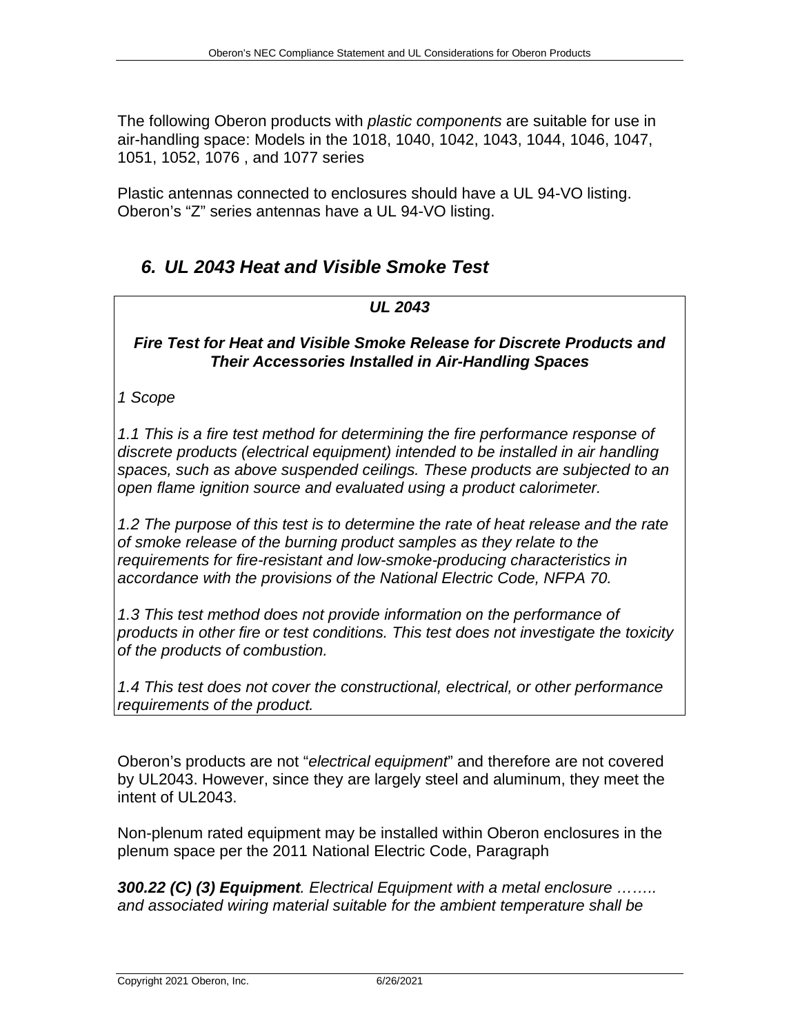The following Oberon products with *plastic components* are suitable for use in air-handling space: Models in the 1018, 1040, 1042, 1043, 1044, 1046, 1047, 1051, 1052, 1076 , and 1077 series

Plastic antennas connected to enclosures should have a UL 94-VO listing. Oberon's "Z" series antennas have a UL 94-VO listing.

## *6. UL 2043 Heat and Visible Smoke Test*

> ***UL 2043***
>
> ***Fire Test for Heat and Visible Smoke Release for Discrete Products and Their Accessories Installed in Air-Handling Spaces***
>
> *1 Scope*
>
> *1.1 This is a fire test method for determining the fire performance response of discrete products (electrical equipment) intended to be installed in air handling spaces, such as above suspended ceilings. These products are subjected to an open flame ignition source and evaluated using a product calorimeter.*
>
> *1.2 The purpose of this test is to determine the rate of heat release and the rate of smoke release of the burning product samples as they relate to the requirements for fire-resistant and low-smoke-producing characteristics in accordance with the provisions of the National Electric Code, NFPA 70.*
>
> *1.3 This test method does not provide information on the performance of products in other fire or test conditions. This test does not investigate the toxicity of the products of combustion.*
>
> *1.4 This test does not cover the constructional, electrical, or other performance requirements of the product.*

Oberon's products are not "*electrical equipment*" and therefore are not covered by UL2043. However, since they are largely steel and aluminum, they meet the intent of UL2043.

Non-plenum rated equipment may be installed within Oberon enclosures in the plenum space per the 2011 National Electric Code, Paragraph

***300.22 (C) (3) Equipment**. Electrical Equipment with a metal enclosure ……. and associated wiring material suitable for the ambient temperature shall be*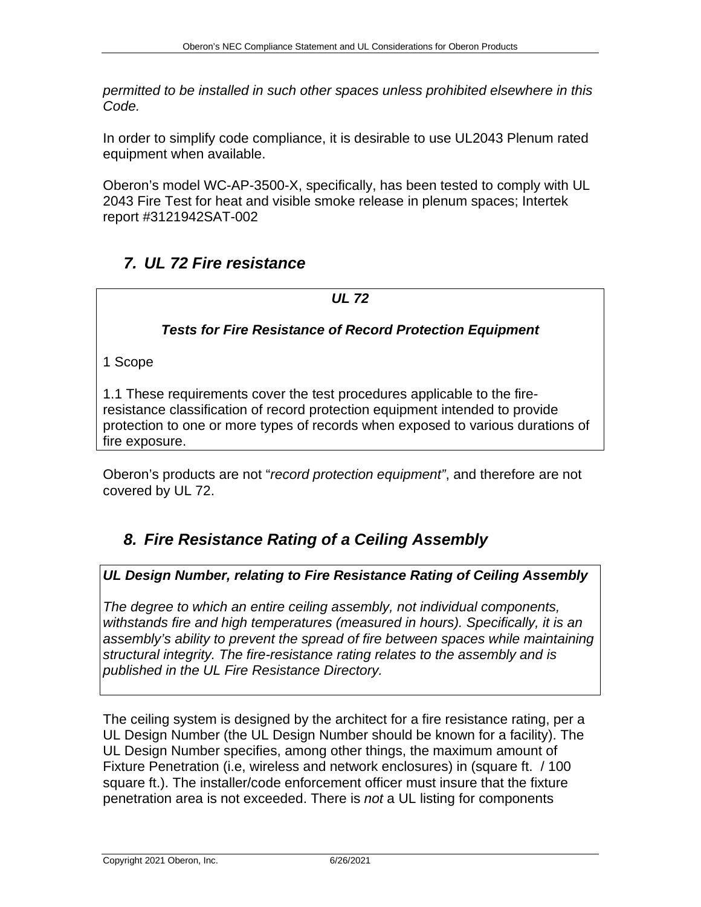*permitted to be installed in such other spaces unless prohibited elsewhere in this Code.*

In order to simplify code compliance, it is desirable to use UL2043 Plenum rated equipment when available.

Oberon's model WC-AP-3500-X, specifically, has been tested to comply with UL 2043 Fire Test for heat and visible smoke release in plenum spaces; Intertek report #3121942SAT-002

## 7. *UL 72 Fire resistance*

> ***UL 72***
>
> ***Tests for Fire Resistance of Record Protection Equipment***
>
> 1 Scope
>
> 1.1 These requirements cover the test procedures applicable to the fire-resistance classification of record protection equipment intended to provide protection to one or more types of records when exposed to various durations of fire exposure.

Oberon's products are not "*record protection equipment*", and therefore are not covered by UL 72.

## 8. *Fire Resistance Rating of a Ceiling Assembly*

> ***UL Design Number, relating to Fire Resistance Rating of Ceiling Assembly***
>
> *The degree to which an entire ceiling assembly, not individual components, withstands fire and high temperatures (measured in hours). Specifically, it is an assembly's ability to prevent the spread of fire between spaces while maintaining structural integrity. The fire-resistance rating relates to the assembly and is published in the UL Fire Resistance Directory.*

The ceiling system is designed by the architect for a fire resistance rating, per a UL Design Number (the UL Design Number should be known for a facility). The UL Design Number specifies, among other things, the maximum amount of Fixture Penetration (i.e, wireless and network enclosures) in (square ft. / 100 square ft.). The installer/code enforcement officer must insure that the fixture penetration area is not exceeded. There is *not* a UL listing for components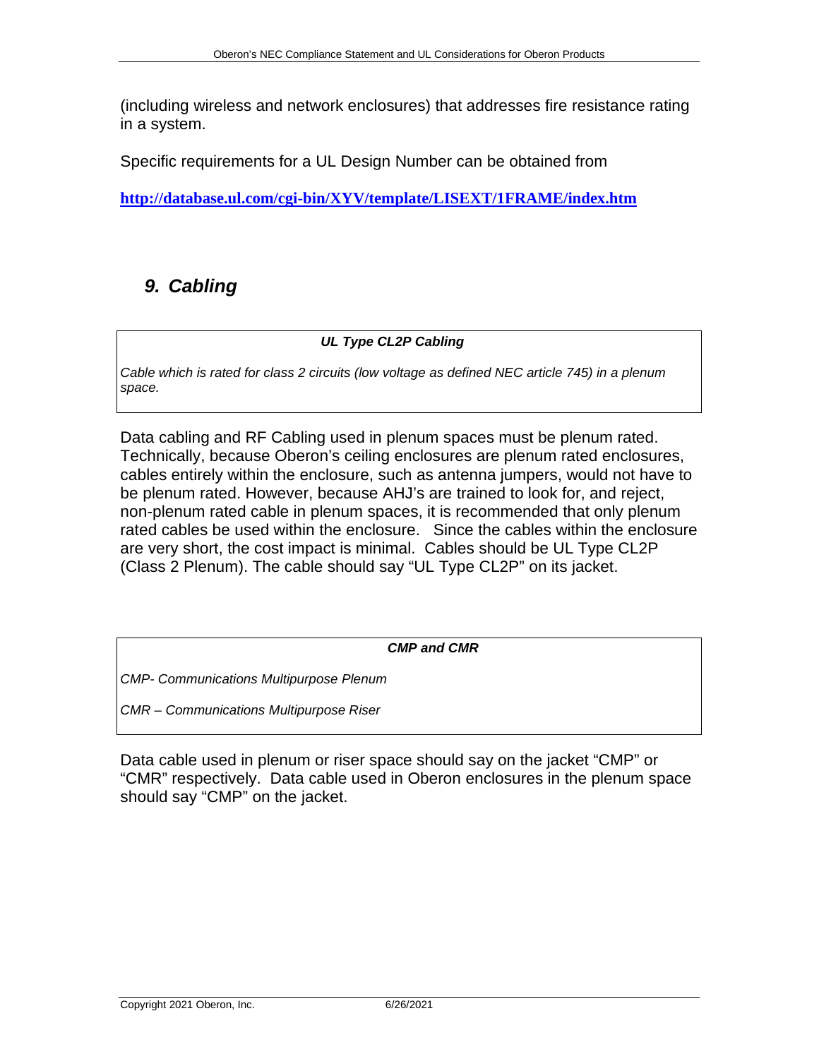(including wireless and network enclosures) that addresses fire resistance rating in a system.

Specific requirements for a UL Design Number can be obtained from

**http://database.ul.com/cgi-bin/XYV/template/LISEXT/1FRAME/index.htm**

## *9. Cabling*

***UL Type CL2P Cabling***

*Cable which is rated for class 2 circuits (low voltage as defined NEC article 745) in a plenum space.*

Data cabling and RF Cabling used in plenum spaces must be plenum rated. Technically, because Oberon's ceiling enclosures are plenum rated enclosures, cables entirely within the enclosure, such as antenna jumpers, would not have to be plenum rated. However, because AHJ's are trained to look for, and reject, non-plenum rated cable in plenum spaces, it is recommended that only plenum rated cables be used within the enclosure. Since the cables within the enclosure are very short, the cost impact is minimal. Cables should be UL Type CL2P (Class 2 Plenum). The cable should say "UL Type CL2P" on its jacket.

***CMP and CMR***

*CMP- Communications Multipurpose Plenum*

*CMR – Communications Multipurpose Riser*

Data cable used in plenum or riser space should say on the jacket "CMP" or "CMR" respectively. Data cable used in Oberon enclosures in the plenum space should say "CMP" on the jacket.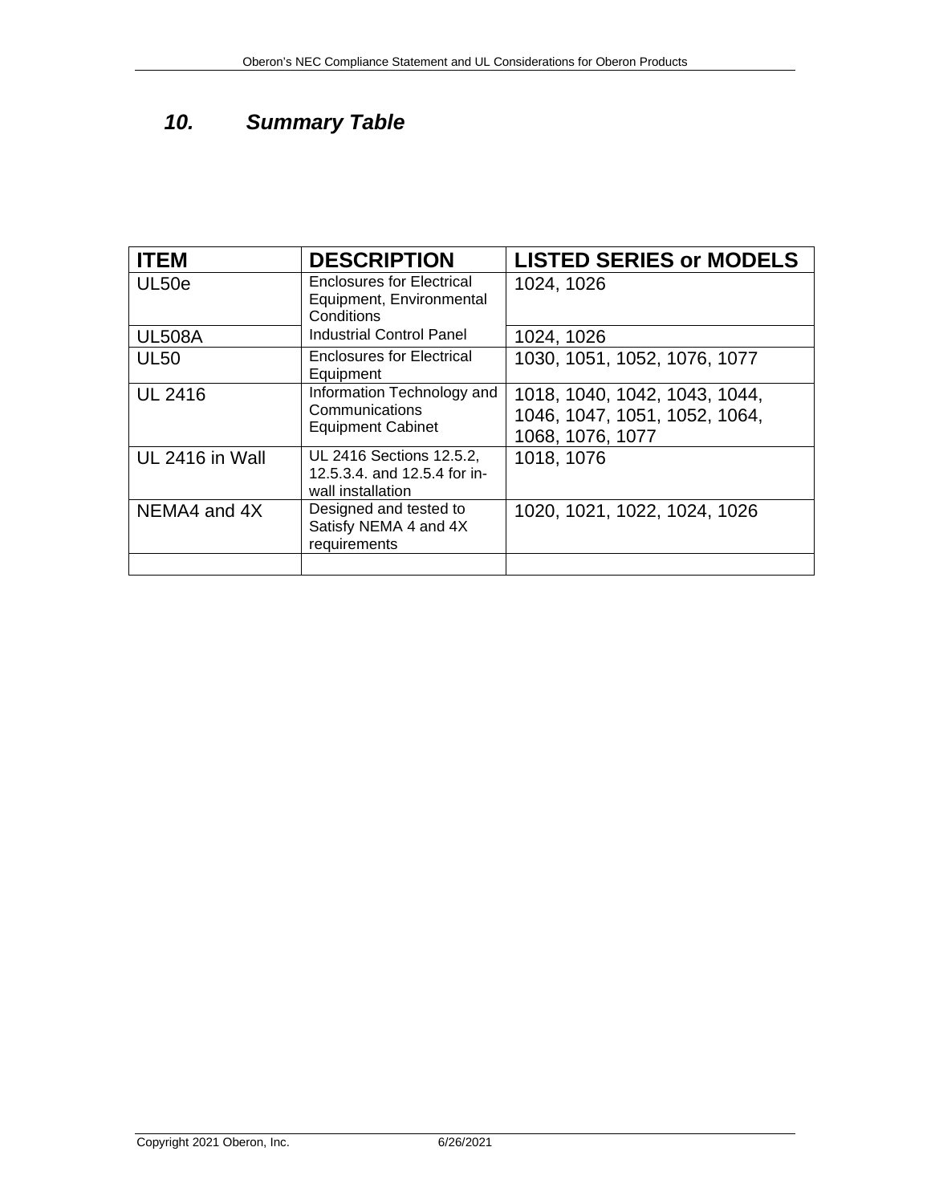## 10. Summary Table

| ITEM | DESCRIPTION | LISTED SERIES or MODELS |
|---|---|---|
| UL50e | Enclosures for Electrical Equipment, Environmental Conditions | 1024, 1026 |
| UL508A | Industrial Control Panel | 1024, 1026 |
| UL50 | Enclosures for Electrical Equipment | 1030, 1051, 1052, 1076, 1077 |
| UL 2416 | Information Technology and Communications Equipment Cabinet | 1018, 1040, 1042, 1043, 1044, 1046, 1047, 1051, 1052, 1064, 1068, 1076, 1077 |
| UL 2416 in Wall | UL 2416 Sections 12.5.2, 12.5.3.4. and 12.5.4 for in-wall installation | 1018, 1076 |
| NEMA4 and 4X | Designed and tested to Satisfy NEMA 4 and 4X requirements | 1020, 1021, 1022, 1024, 1026 |
| | | |